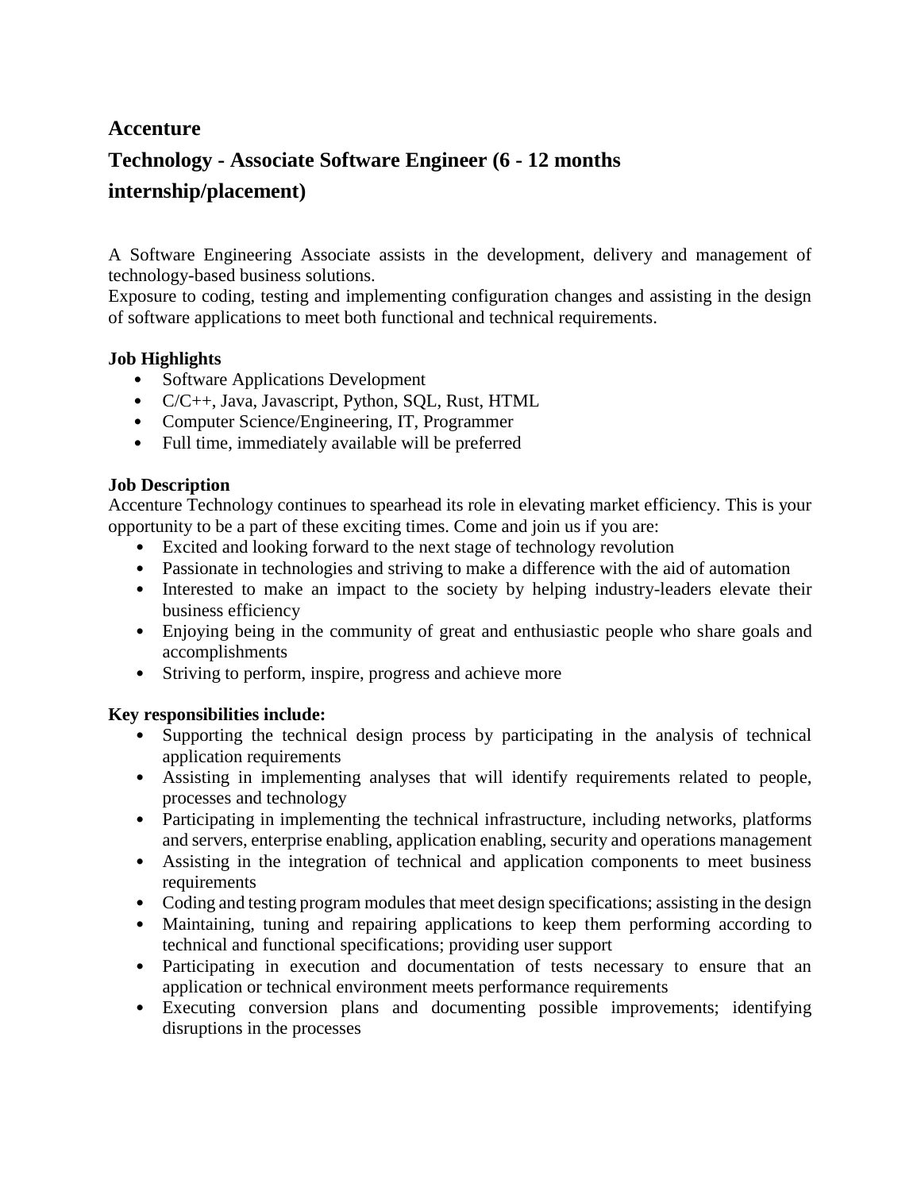## Accenture

## Technology - Associate Software Engineer (6 - 12 months internship/placement)

A Software Engineering Associate assists in the development, delivery and management of technology-based business solutions.
Exposure to coding, testing and implementing configuration changes and assisting in the design of software applications to meet both functional and technical requirements.

**Job Highlights**

- Software Applications Development
- C/C++, Java, Javascript, Python, SQL, Rust, HTML
- Computer Science/Engineering, IT, Programmer
- Full time, immediately available will be preferred

**Job Description**

Accenture Technology continues to spearhead its role in elevating market efficiency. This is your opportunity to be a part of these exciting times. Come and join us if you are:

- Excited and looking forward to the next stage of technology revolution
- Passionate in technologies and striving to make a difference with the aid of automation
- Interested to make an impact to the society by helping industry-leaders elevate their business efficiency
- Enjoying being in the community of great and enthusiastic people who share goals and accomplishments
- Striving to perform, inspire, progress and achieve more

**Key responsibilities include:**

- Supporting the technical design process by participating in the analysis of technical application requirements
- Assisting in implementing analyses that will identify requirements related to people, processes and technology
- Participating in implementing the technical infrastructure, including networks, platforms and servers, enterprise enabling, application enabling, security and operations management
- Assisting in the integration of technical and application components to meet business requirements
- Coding and testing program modules that meet design specifications; assisting in the design
- Maintaining, tuning and repairing applications to keep them performing according to technical and functional specifications; providing user support
- Participating in execution and documentation of tests necessary to ensure that an application or technical environment meets performance requirements
- Executing conversion plans and documenting possible improvements; identifying disruptions in the processes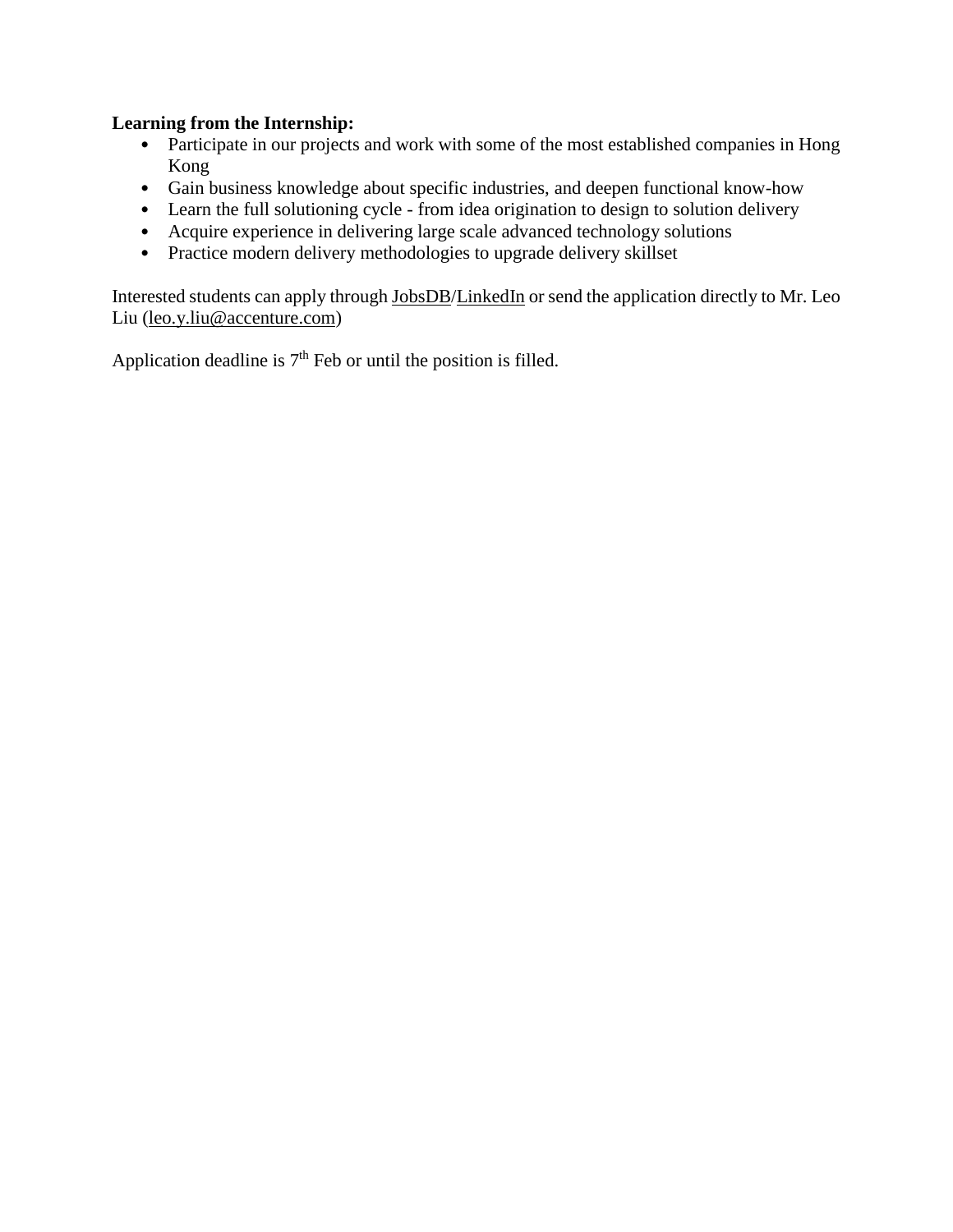**Learning from the Internship:**

- Participate in our projects and work with some of the most established companies in Hong Kong
- Gain business knowledge about specific industries, and deepen functional know-how
- Learn the full solutioning cycle - from idea origination to design to solution delivery
- Acquire experience in delivering large scale advanced technology solutions
- Practice modern delivery methodologies to upgrade delivery skillset

Interested students can apply through JobsDB/LinkedIn or send the application directly to Mr. Leo Liu (leo.y.liu@accenture.com)

Application deadline is 7th Feb or until the position is filled.